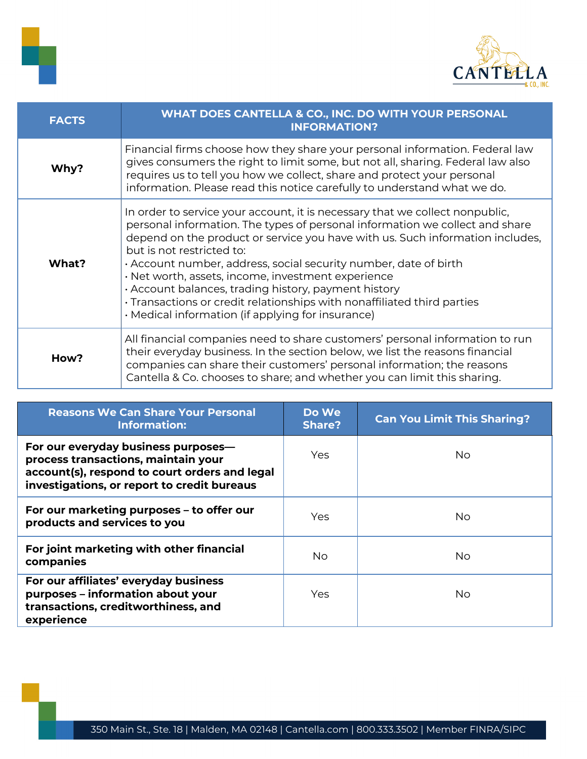| FACTS | WHAT DOES CANTELLA & CO., INC. DO WITH YOUR PERSONAL INFORMATION? |
|---|---|
| **Why?** | Financial firms choose how they share your personal information. Federal law gives consumers the right to limit some, but not all, sharing. Federal law also requires us to tell you how we collect, share and protect your personal information. Please read this notice carefully to understand what we do. |
| **What?** | In order to service your account, it is necessary that we collect nonpublic, personal information. The types of personal information we collect and share depend on the product or service you have with us. Such information includes, but is not restricted to:<br>· Account number, address, social security number, date of birth<br>· Net worth, assets, income, investment experience<br>· Account balances, trading history, payment history<br>· Transactions or credit relationships with nonaffiliated third parties<br>· Medical information (if applying for insurance) |
| **How?** | All financial companies need to share customers' personal information to run their everyday business. In the section below, we list the reasons financial companies can share their customers' personal information; the reasons Cantella & Co. chooses to share; and whether you can limit this sharing. |

| Reasons We Can Share Your Personal Information: | Do We Share? | Can You Limit This Sharing? |
|---|---|---|
| **For our everyday business purposes— process transactions, maintain your account(s), respond to court orders and legal investigations, or report to credit bureaus** | Yes | No |
| **For our marketing purposes – to offer our products and services to you** | Yes | No |
| **For joint marketing with other financial companies** | No | No |
| **For our affiliates' everyday business purposes – information about your transactions, creditworthiness, and experience** | Yes | No |

350 Main St., Ste. 18 | Malden, MA 02148 | Cantella.com | 800.333.3502 | Member FINRA/SIPC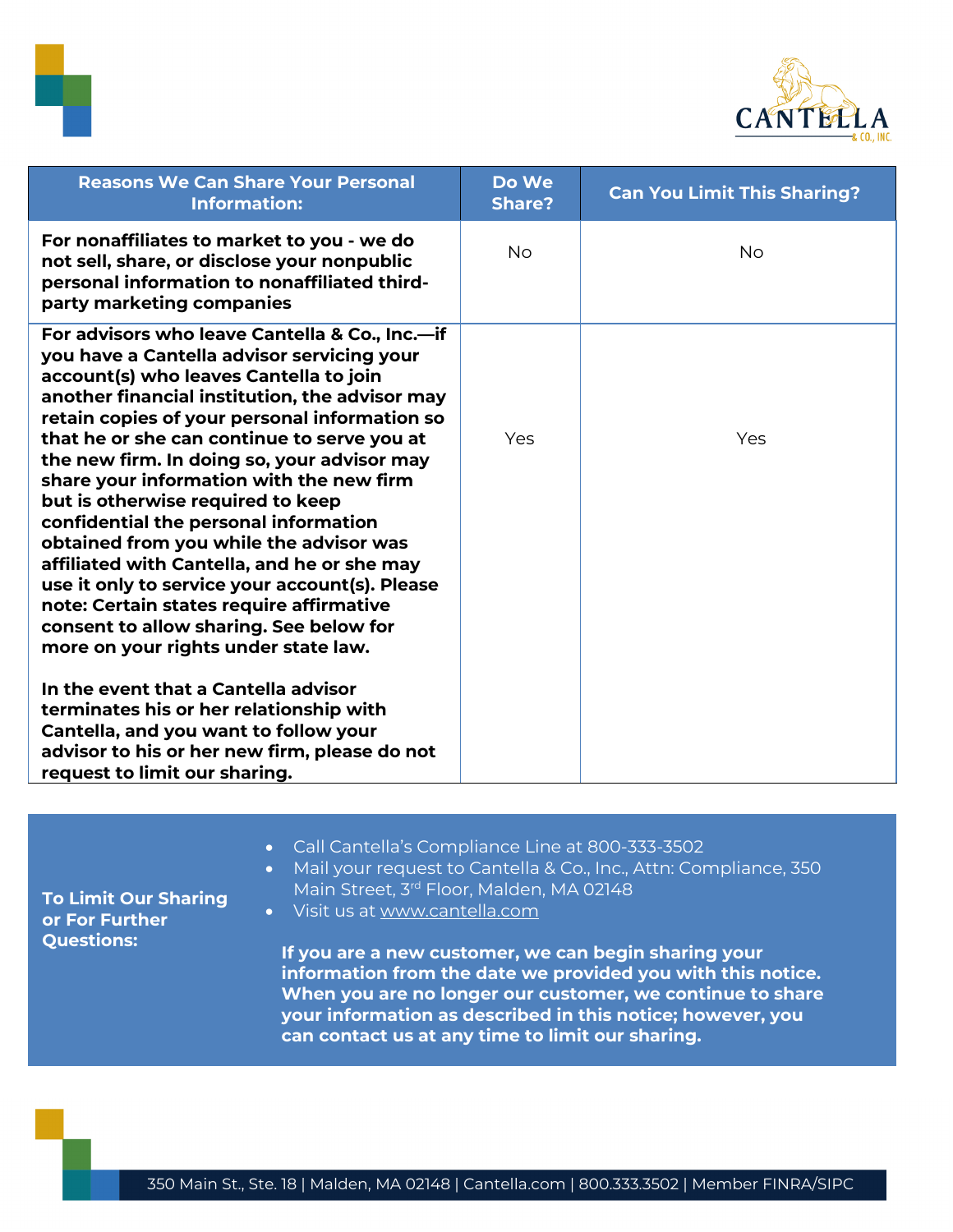| Reasons We Can Share Your Personal Information: | Do We Share? | Can You Limit This Sharing? |
|---|---|---|
| **For nonaffiliates to market to you - we do not sell, share, or disclose your nonpublic personal information to nonaffiliated third-party marketing companies** | No | No |
| **For advisors who leave Cantella & Co., Inc.—if you have a Cantella advisor servicing your account(s) who leaves Cantella to join another financial institution, the advisor may retain copies of your personal information so that he or she can continue to serve you at the new firm. In doing so, your advisor may share your information with the new firm but is otherwise required to keep confidential the personal information obtained from you while the advisor was affiliated with Cantella, and he or she may use it only to service your account(s). Please note: Certain states require affirmative consent to allow sharing. See below for more on your rights under state law.**<br><br>**In the event that a Cantella advisor terminates his or her relationship with Cantella, and you want to follow your advisor to his or her new firm, please do not request to limit our sharing.** | Yes | Yes |

| | |
|---|---|
| **To Limit Our Sharing or For Further Questions:** | • Call Cantella's Compliance Line at 800-333-3502<br>• Mail your request to Cantella & Co., Inc., Attn: Compliance, 350 Main Street, 3rd Floor, Malden, MA 02148<br>• Visit us at www.cantella.com<br><br>**If you are a new customer, we can begin sharing your information from the date we provided you with this notice. When you are no longer our customer, we continue to share your information as described in this notice; however, you can contact us at any time to limit our sharing.** |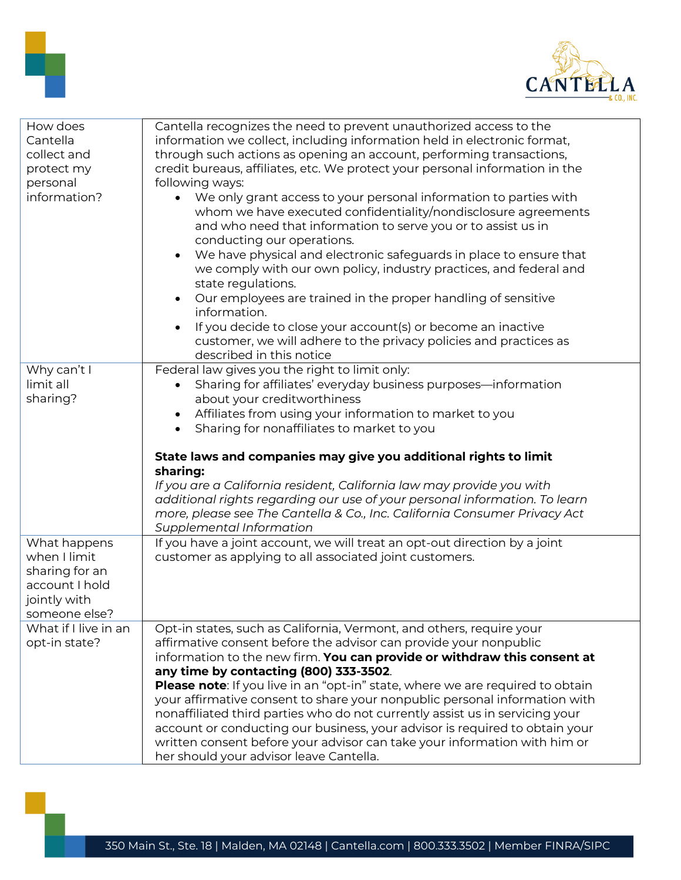| | |
|---|---|
| How does Cantella collect and protect my personal information? | Cantella recognizes the need to prevent unauthorized access to the information we collect, including information held in electronic format, through such actions as opening an account, performing transactions, credit bureaus, affiliates, etc. We protect your personal information in the following ways:<br>• We only grant access to your personal information to parties with whom we have executed confidentiality/nondisclosure agreements and who need that information to serve you or to assist us in conducting our operations.<br>• We have physical and electronic safeguards in place to ensure that we comply with our own policy, industry practices, and federal and state regulations.<br>• Our employees are trained in the proper handling of sensitive information.<br>• If you decide to close your account(s) or become an inactive customer, we will adhere to the privacy policies and practices as described in this notice |
| Why can't I limit all sharing? | Federal law gives you the right to limit only:<br>• Sharing for affiliates' everyday business purposes—information about your creditworthiness<br>• Affiliates from using your information to market to you<br>• Sharing for nonaffiliates to market to you<br><br>**State laws and companies may give you additional rights to limit sharing:**<br>*If you are a California resident, California law may provide you with additional rights regarding our use of your personal information. To learn more, please see The Cantella & Co., Inc. California Consumer Privacy Act Supplemental Information* |
| What happens when I limit sharing for an account I hold jointly with someone else? | If you have a joint account, we will treat an opt-out direction by a joint customer as applying to all associated joint customers. |
| What if I live in an opt-in state? | Opt-in states, such as California, Vermont, and others, require your affirmative consent before the advisor can provide your nonpublic information to the new firm. **You can provide or withdraw this consent at any time by contacting (800) 333-3502**.<br>**Please note**: If you live in an "opt-in" state, where we are required to obtain your affirmative consent to share your nonpublic personal information with nonaffiliated third parties who do not currently assist us in servicing your account or conducting our business, your advisor is required to obtain your written consent before your advisor can take your information with him or her should your advisor leave Cantella. |